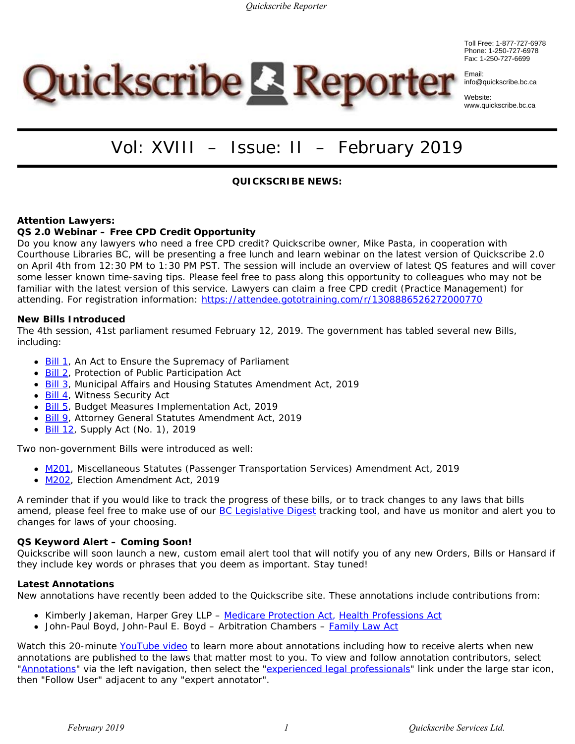# Quickscribe Reporter

Toll Free: 1-877-727-6978
Phone: 1-250-727-6978
Fax: 1-250-727-6699

Email:
info@quickscribe.bc.ca

Website:
www.quickscribe.bc.ca

## Vol: XVIII – Issue: II – February 2019

### QUICKSCRIBE NEWS:

**Attention Lawyers:**
**QS 2.0 Webinar – Free CPD Credit Opportunity**
Do you know any lawyers who need a free CPD credit? Quickscribe owner, Mike Pasta, in cooperation with Courthouse Libraries BC, will be presenting a free lunch and learn webinar on the latest version of Quickscribe 2.0 on April 4th from 12:30 PM to 1:30 PM PST. The session will include an overview of latest QS features and will cover some lesser known time-saving tips. Please feel free to pass along this opportunity to colleagues who may not be familiar with the latest version of this service. Lawyers can claim a free CPD credit (Practice Management) for attending. For registration information: https://attendee.gototraining.com/r/1308886526272000770

**New Bills Introduced**
The 4th session, 41st parliament resumed February 12, 2019. The government has tabled several new Bills, including:

- Bill 1, An Act to Ensure the Supremacy of Parliament
- Bill 2, Protection of Public Participation Act
- Bill 3, Municipal Affairs and Housing Statutes Amendment Act, 2019
- Bill 4, Witness Security Act
- Bill 5, Budget Measures Implementation Act, 2019
- Bill 9, Attorney General Statutes Amendment Act, 2019
- Bill 12, Supply Act (No. 1), 2019

Two non-government Bills were introduced as well:

- M201, Miscellaneous Statutes (Passenger Transportation Services) Amendment Act, 2019
- M202, Election Amendment Act, 2019

A reminder that if you would like to track the progress of these bills, or to track changes to any laws that bills amend, please feel free to make use of our BC Legislative Digest tracking tool, and have us monitor and alert you to changes for laws of your choosing.

**QS Keyword Alert – Coming Soon!**
Quickscribe will soon launch a new, custom email alert tool that will notify you of any new Orders, Bills or Hansard if they include key words or phrases that you deem as important. Stay tuned!

**Latest Annotations**
New annotations have recently been added to the Quickscribe site. These annotations include contributions from:

- Kimberly Jakeman, Harper Grey LLP – Medicare Protection Act, Health Professions Act
- John-Paul Boyd, John-Paul E. Boyd – Arbitration Chambers – Family Law Act

Watch this 20-minute YouTube video to learn more about annotations including how to receive alerts when new annotations are published to the laws that matter most to you. To view and follow annotation contributors, select "Annotations" via the left navigation, then select the "experienced legal professionals" link under the large star icon, then "Follow User" adjacent to any "expert annotator".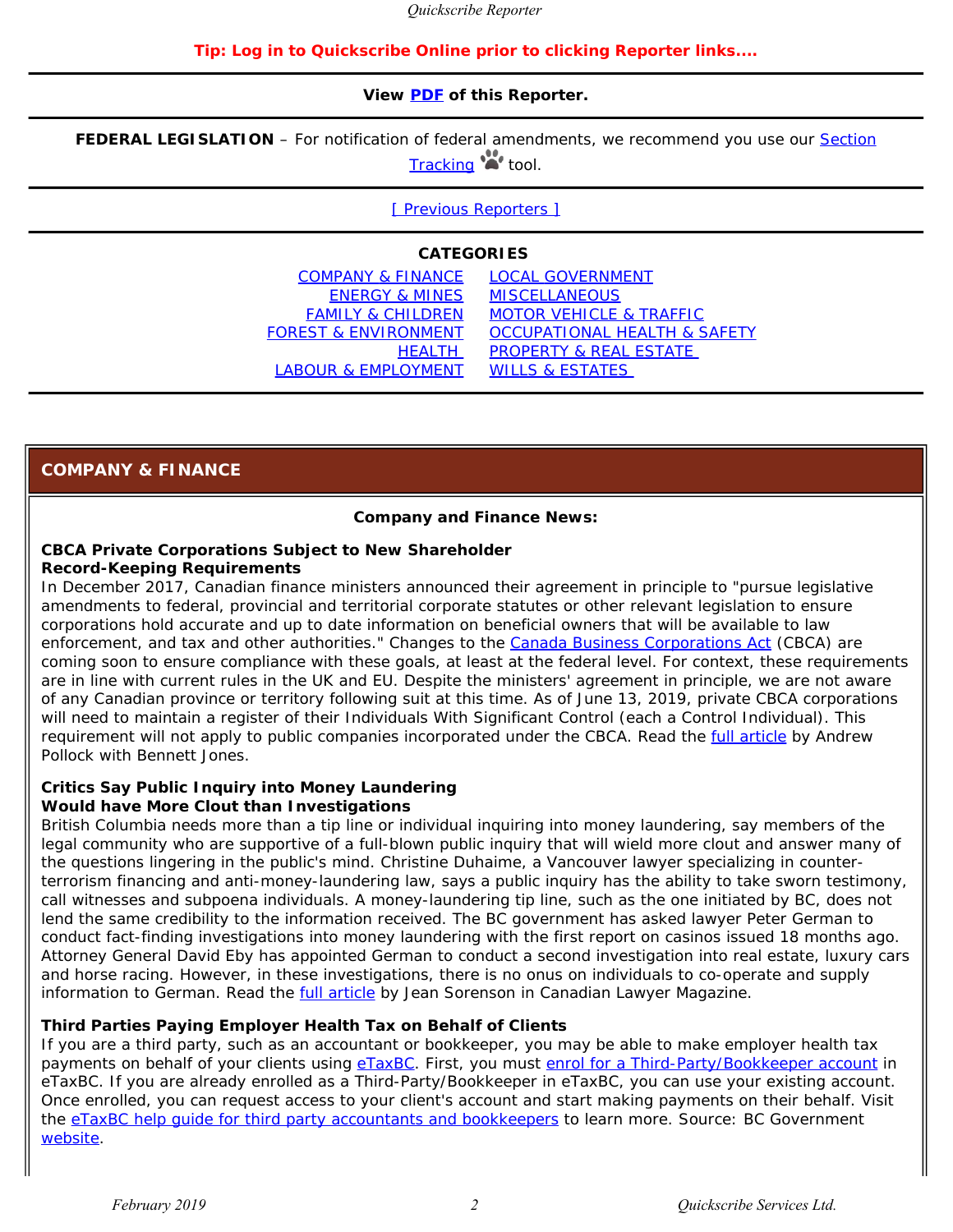**Tip: Log in to Quickscribe Online prior to clicking Reporter links....**

**View PDF of this Reporter.**

**FEDERAL LEGISLATION** – For notification of federal amendments, we recommend you use our Section Tracking tool.

[ Previous Reporters ]

**CATEGORIES**

| | |
|---|---|
| COMPANY & FINANCE | LOCAL GOVERNMENT |
| ENERGY & MINES | MISCELLANEOUS |
| FAMILY & CHILDREN | MOTOR VEHICLE & TRAFFIC |
| FOREST & ENVIRONMENT | OCCUPATIONAL HEALTH & SAFETY |
| HEALTH | PROPERTY & REAL ESTATE |
| LABOUR & EMPLOYMENT | WILLS & ESTATES |

## COMPANY & FINANCE

**Company and Finance News:**

**CBCA Private Corporations Subject to New Shareholder Record-Keeping Requirements**

In December 2017, Canadian finance ministers announced their agreement in principle to "pursue legislative amendments to federal, provincial and territorial corporate statutes or other relevant legislation to ensure corporations hold accurate and up to date information on beneficial owners that will be available to law enforcement, and tax and other authorities." Changes to the Canada Business Corporations Act (CBCA) are coming soon to ensure compliance with these goals, at least at the federal level. For context, these requirements are in line with current rules in the UK and EU. Despite the ministers' agreement in principle, we are not aware of any Canadian province or territory following suit at this time. As of June 13, 2019, private CBCA corporations will need to maintain a register of their Individuals With Significant Control (each a Control Individual). This requirement will not apply to public companies incorporated under the CBCA. Read the full article by Andrew Pollock with Bennett Jones.

**Critics Say Public Inquiry into Money Laundering Would have More Clout than Investigations**

British Columbia needs more than a tip line or individual inquiring into money laundering, say members of the legal community who are supportive of a full-blown public inquiry that will wield more clout and answer many of the questions lingering in the public's mind. Christine Duhaime, a Vancouver lawyer specializing in counter-terrorism financing and anti-money-laundering law, says a public inquiry has the ability to take sworn testimony, call witnesses and subpoena individuals. A money-laundering tip line, such as the one initiated by BC, does not lend the same credibility to the information received. The BC government has asked lawyer Peter German to conduct fact-finding investigations into money laundering with the first report on casinos issued 18 months ago. Attorney General David Eby has appointed German to conduct a second investigation into real estate, luxury cars and horse racing. However, in these investigations, there is no onus on individuals to co-operate and supply information to German. Read the full article by Jean Sorenson in Canadian Lawyer Magazine.

**Third Parties Paying Employer Health Tax on Behalf of Clients**

If you are a third party, such as an accountant or bookkeeper, you may be able to make employer health tax payments on behalf of your clients using eTaxBC. First, you must enrol for a Third-Party/Bookkeeper account in eTaxBC. If you are already enrolled as a Third-Party/Bookkeeper in eTaxBC, you can use your existing account. Once enrolled, you can request access to your client's account and start making payments on their behalf. Visit the eTaxBC help guide for third party accountants and bookkeepers to learn more. Source: BC Government website.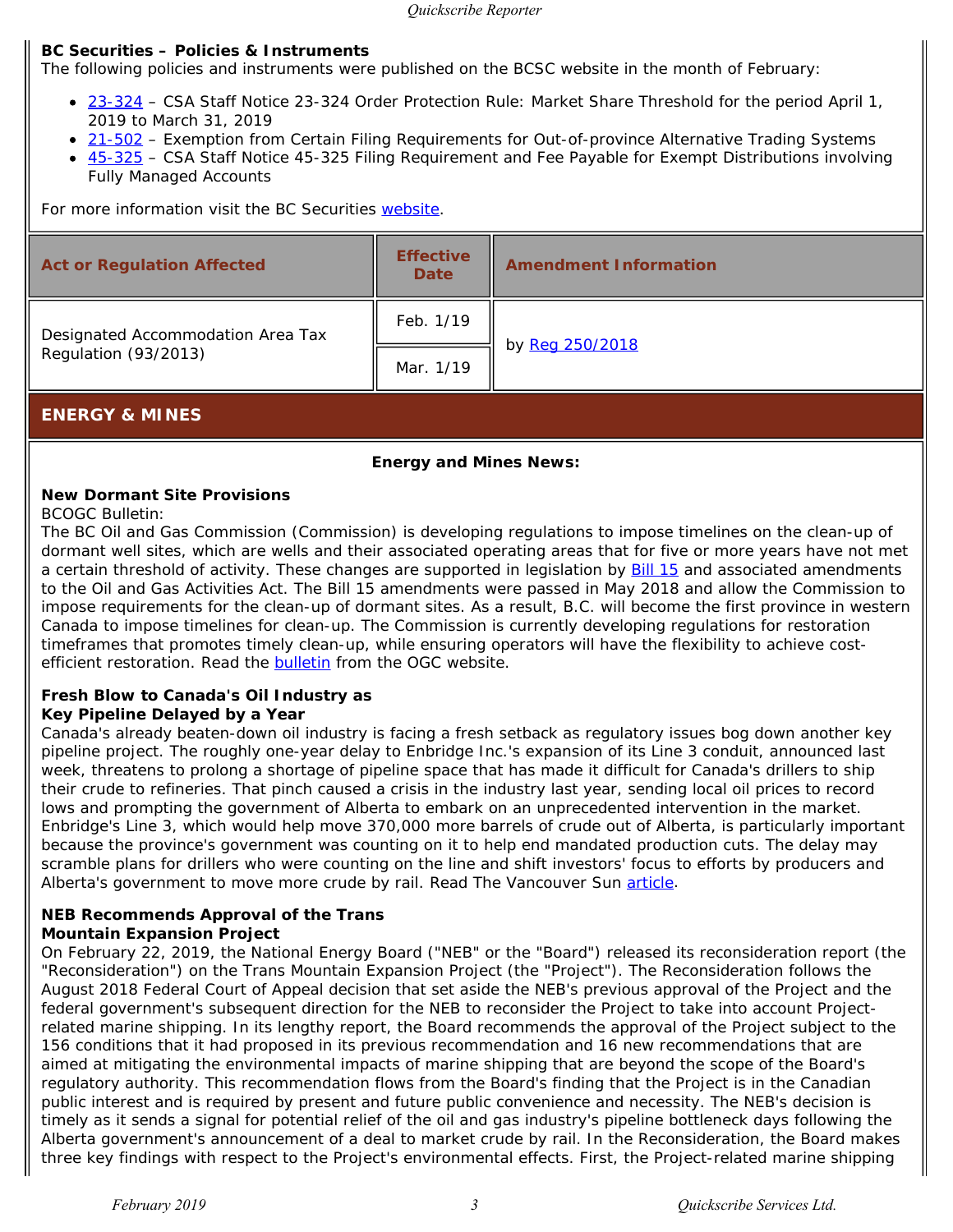**BC Securities – Policies & Instruments**

The following policies and instruments were published on the BCSC website in the month of February:

- [23-324](#) – CSA Staff Notice 23-324 Order Protection Rule: Market Share Threshold for the period April 1, 2019 to March 31, 2019
- [21-502](#) – Exemption from Certain Filing Requirements for Out-of-province Alternative Trading Systems
- [45-325](#) – CSA Staff Notice 45-325 Filing Requirement and Fee Payable for Exempt Distributions involving Fully Managed Accounts

For more information visit the BC Securities [website](#).

| Act or Regulation Affected | Effective Date | Amendment Information |
|---|---|---|
| Designated Accommodation Area Tax Regulation (93/2013) | Feb. 1/19 | by [Reg 250/2018](#) |
| | Mar. 1/19 | |

## ENERGY & MINES

**Energy and Mines News:**

**New Dormant Site Provisions**

BCOGC Bulletin:

The BC Oil and Gas Commission (Commission) is developing regulations to impose timelines on the clean-up of dormant well sites, which are wells and their associated operating areas that for five or more years have not met a certain threshold of activity. These changes are supported in legislation by [Bill 15](#) and associated amendments to the Oil and Gas Activities Act. The Bill 15 amendments were passed in May 2018 and allow the Commission to impose requirements for the clean-up of dormant sites. As a result, B.C. will become the first province in western Canada to impose timelines for clean-up. The Commission is currently developing regulations for restoration timeframes that promotes timely clean-up, while ensuring operators will have the flexibility to achieve cost-efficient restoration. Read the [bulletin](#) from the OGC website.

**Fresh Blow to Canada's Oil Industry as Key Pipeline Delayed by a Year**

Canada's already beaten-down oil industry is facing a fresh setback as regulatory issues bog down another key pipeline project. The roughly one-year delay to Enbridge Inc.'s expansion of its Line 3 conduit, announced last week, threatens to prolong a shortage of pipeline space that has made it difficult for Canada's drillers to ship their crude to refineries. That pinch caused a crisis in the industry last year, sending local oil prices to record lows and prompting the government of Alberta to embark on an unprecedented intervention in the market. Enbridge's Line 3, which would help move 370,000 more barrels of crude out of Alberta, is particularly important because the province's government was counting on it to help end mandated production cuts. The delay may scramble plans for drillers who were counting on the line and shift investors' focus to efforts by producers and Alberta's government to move more crude by rail. Read The Vancouver Sun [article](#).

**NEB Recommends Approval of the Trans Mountain Expansion Project**

On February 22, 2019, the National Energy Board ("NEB" or the "Board") released its reconsideration report (the "Reconsideration") on the Trans Mountain Expansion Project (the "Project"). The Reconsideration follows the August 2018 Federal Court of Appeal decision that set aside the NEB's previous approval of the Project and the federal government's subsequent direction for the NEB to reconsider the Project to take into account Project-related marine shipping. In its lengthy report, the Board recommends the approval of the Project subject to the 156 conditions that it had proposed in its previous recommendation and 16 new recommendations that are aimed at mitigating the environmental impacts of marine shipping that are beyond the scope of the Board's regulatory authority. This recommendation flows from the Board's finding that the Project is in the Canadian public interest and is required by present and future public convenience and necessity. The NEB's decision is timely as it sends a signal for potential relief of the oil and gas industry's pipeline bottleneck days following the Alberta government's announcement of a deal to market crude by rail. In the Reconsideration, the Board makes three key findings with respect to the Project's environmental effects. First, the Project-related marine shipping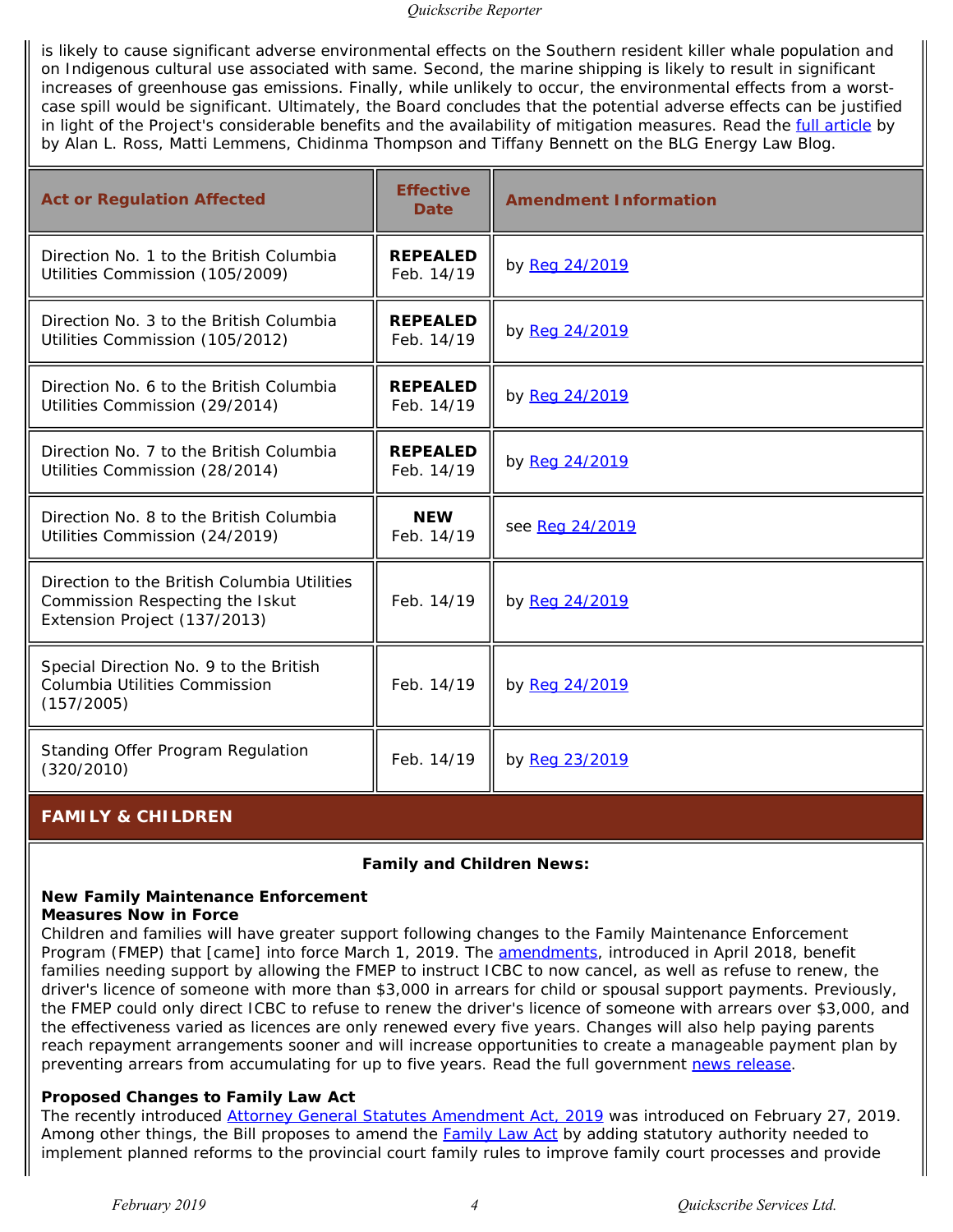is likely to cause significant adverse environmental effects on the Southern resident killer whale population and on Indigenous cultural use associated with same. Second, the marine shipping is likely to result in significant increases of greenhouse gas emissions. Finally, while unlikely to occur, the environmental effects from a worst-case spill would be significant. Ultimately, the Board concludes that the potential adverse effects can be justified in light of the Project's considerable benefits and the availability of mitigation measures. Read the full article by by Alan L. Ross, Matti Lemmens, Chidinma Thompson and Tiffany Bennett on the BLG Energy Law Blog.

| Act or Regulation Affected | Effective Date | Amendment Information |
|---|---|---|
| Direction No. 1 to the British Columbia Utilities Commission (105/2009) | **REPEALED** Feb. 14/19 | by Reg 24/2019 |
| Direction No. 3 to the British Columbia Utilities Commission (105/2012) | **REPEALED** Feb. 14/19 | by Reg 24/2019 |
| Direction No. 6 to the British Columbia Utilities Commission (29/2014) | **REPEALED** Feb. 14/19 | by Reg 24/2019 |
| Direction No. 7 to the British Columbia Utilities Commission (28/2014) | **REPEALED** Feb. 14/19 | by Reg 24/2019 |
| Direction No. 8 to the British Columbia Utilities Commission (24/2019) | **NEW** Feb. 14/19 | see Reg 24/2019 |
| Direction to the British Columbia Utilities Commission Respecting the Iskut Extension Project (137/2013) | Feb. 14/19 | by Reg 24/2019 |
| Special Direction No. 9 to the British Columbia Utilities Commission (157/2005) | Feb. 14/19 | by Reg 24/2019 |
| Standing Offer Program Regulation (320/2010) | Feb. 14/19 | by Reg 23/2019 |

## FAMILY & CHILDREN

**Family and Children News:**

**New Family Maintenance Enforcement Measures Now in Force**

Children and families will have greater support following changes to the Family Maintenance Enforcement Program (FMEP) that [came] into force March 1, 2019. The amendments, introduced in April 2018, benefit families needing support by allowing the FMEP to instruct ICBC to now cancel, as well as refuse to renew, the driver's licence of someone with more than $3,000 in arrears for child or spousal support payments. Previously, the FMEP could only direct ICBC to refuse to renew the driver's licence of someone with arrears over $3,000, and the effectiveness varied as licences are only renewed every five years. Changes will also help paying parents reach repayment arrangements sooner and will increase opportunities to create a manageable payment plan by preventing arrears from accumulating for up to five years. Read the full government news release.

**Proposed Changes to Family Law Act**

The recently introduced Attorney General Statutes Amendment Act, 2019 was introduced on February 27, 2019. Among other things, the Bill proposes to amend the Family Law Act by adding statutory authority needed to implement planned reforms to the provincial court family rules to improve family court processes and provide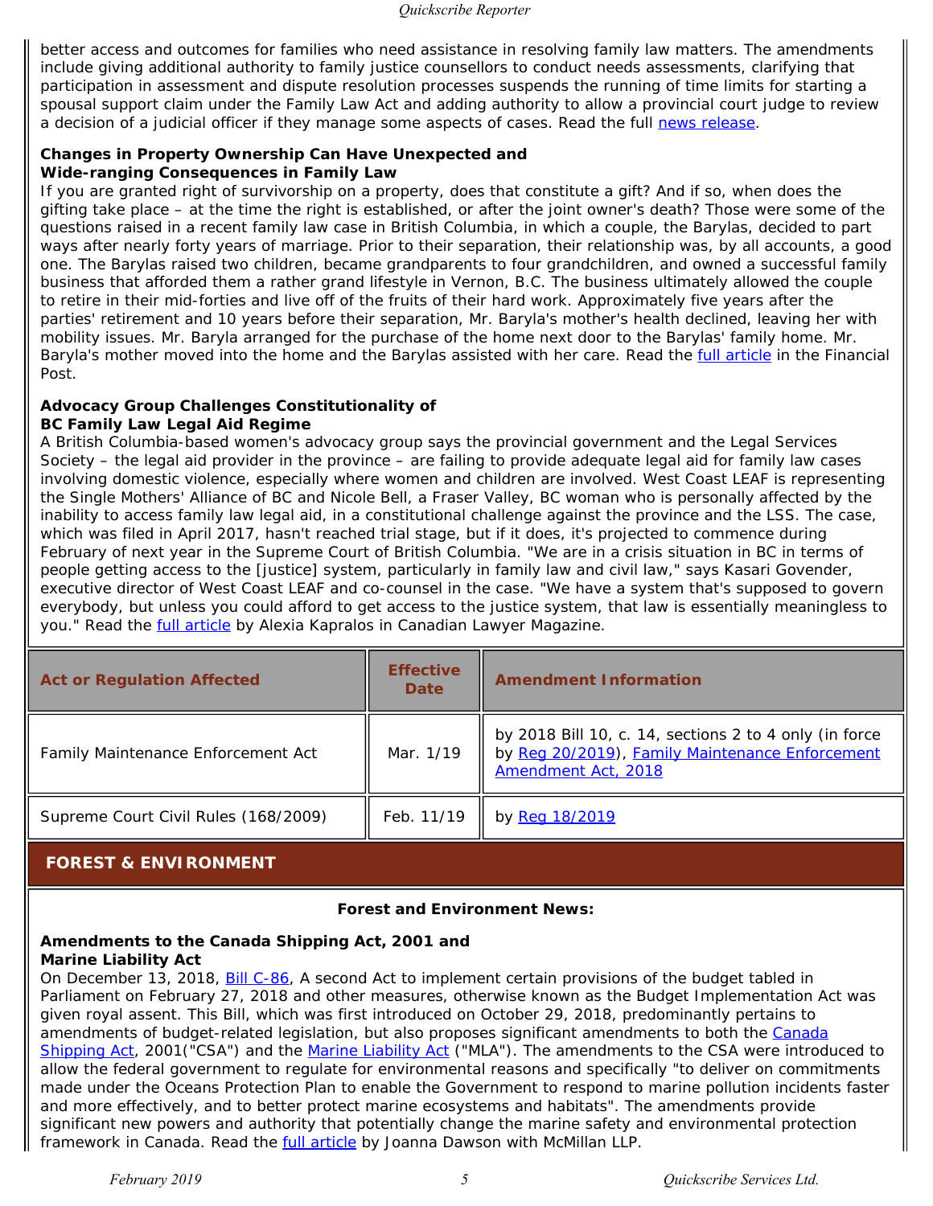better access and outcomes for families who need assistance in resolving family law matters. The amendments include giving additional authority to family justice counsellors to conduct needs assessments, clarifying that participation in assessment and dispute resolution processes suspends the running of time limits for starting a spousal support claim under the Family Law Act and adding authority to allow a provincial court judge to review a decision of a judicial officer if they manage some aspects of cases. Read the full news release.

**Changes in Property Ownership Can Have Unexpected and Wide-ranging Consequences in Family Law**

If you are granted right of survivorship on a property, does that constitute a gift? And if so, when does the gifting take place – at the time the right is established, or after the joint owner's death? Those were some of the questions raised in a recent family law case in British Columbia, in which a couple, the Barylas, decided to part ways after nearly forty years of marriage. Prior to their separation, their relationship was, by all accounts, a good one. The Barylas raised two children, became grandparents to four grandchildren, and owned a successful family business that afforded them a rather grand lifestyle in Vernon, B.C. The business ultimately allowed the couple to retire in their mid-forties and live off of the fruits of their hard work. Approximately five years after the parties' retirement and 10 years before their separation, Mr. Baryla's mother's health declined, leaving her with mobility issues. Mr. Baryla arranged for the purchase of the home next door to the Barylas' family home. Mr. Baryla's mother moved into the home and the Barylas assisted with her care. Read the full article in the Financial Post.

**Advocacy Group Challenges Constitutionality of BC Family Law Legal Aid Regime**

A British Columbia-based women's advocacy group says the provincial government and the Legal Services Society – the legal aid provider in the province – are failing to provide adequate legal aid for family law cases involving domestic violence, especially where women and children are involved. West Coast LEAF is representing the Single Mothers' Alliance of BC and Nicole Bell, a Fraser Valley, BC woman who is personally affected by the inability to access family law legal aid, in a constitutional challenge against the province and the LSS. The case, which was filed in April 2017, hasn't reached trial stage, but if it does, it's projected to commence during February of next year in the Supreme Court of British Columbia. "We are in a crisis situation in BC in terms of people getting access to the [justice] system, particularly in family law and civil law," says Kasari Govender, executive director of West Coast LEAF and co-counsel in the case. "We have a system that's supposed to govern everybody, but unless you could afford to get access to the justice system, that law is essentially meaningless to you." Read the full article by Alexia Kapralos in Canadian Lawyer Magazine.

| Act or Regulation Affected | Effective Date | Amendment Information |
|---|---|---|
| Family Maintenance Enforcement Act | Mar. 1/19 | by 2018 Bill 10, c. 14, sections 2 to 4 only (in force by Reg 20/2019), Family Maintenance Enforcement Amendment Act, 2018 |
| Supreme Court Civil Rules (168/2009) | Feb. 11/19 | by Reg 18/2019 |

## FOREST & ENVIRONMENT

**Forest and Environment News:**

**Amendments to the Canada Shipping Act, 2001 and Marine Liability Act**

On December 13, 2018, Bill C-86, A second Act to implement certain provisions of the budget tabled in Parliament on February 27, 2018 and other measures, otherwise known as the Budget Implementation Act was given royal assent. This Bill, which was first introduced on October 29, 2018, predominantly pertains to amendments of budget-related legislation, but also proposes significant amendments to both the Canada Shipping Act, 2001("CSA") and the Marine Liability Act ("MLA"). The amendments to the CSA were introduced to allow the federal government to regulate for environmental reasons and specifically "to deliver on commitments made under the Oceans Protection Plan to enable the Government to respond to marine pollution incidents faster and more effectively, and to better protect marine ecosystems and habitats". The amendments provide significant new powers and authority that potentially change the marine safety and environmental protection framework in Canada. Read the full article by Joanna Dawson with McMillan LLP.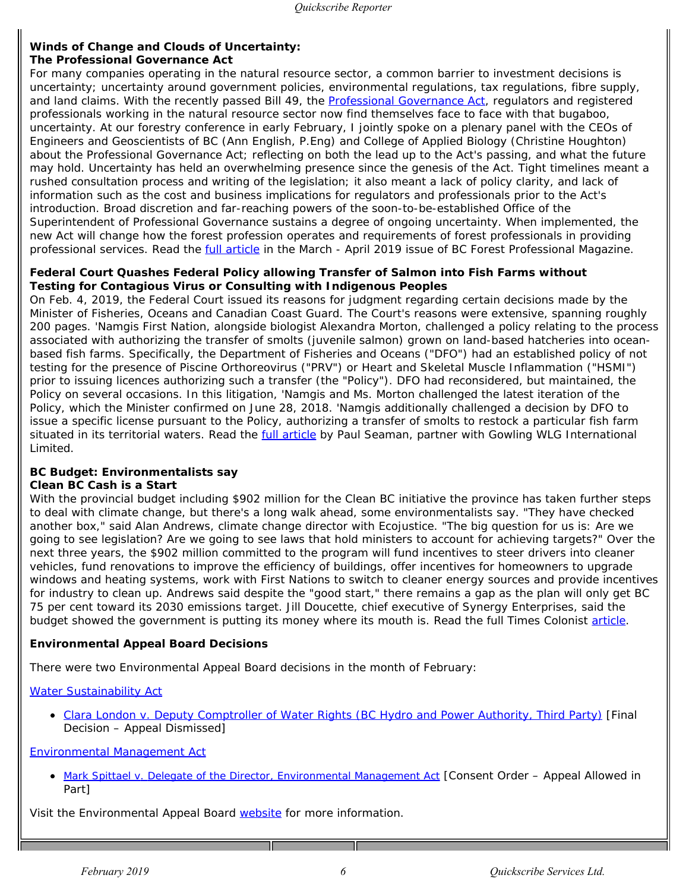**Winds of Change and Clouds of Uncertainty: The Professional Governance Act**

For many companies operating in the natural resource sector, a common barrier to investment decisions is uncertainty; uncertainty around government policies, environmental regulations, tax regulations, fibre supply, and land claims. With the recently passed Bill 49, the Professional Governance Act, regulators and registered professionals working in the natural resource sector now find themselves face to face with that bugaboo, uncertainty. At our forestry conference in early February, I jointly spoke on a plenary panel with the CEOs of Engineers and Geoscientists of BC (Ann English, P.Eng) and College of Applied Biology (Christine Houghton) about the Professional Governance Act; reflecting on both the lead up to the Act's passing, and what the future may hold. Uncertainty has held an overwhelming presence since the genesis of the Act. Tight timelines meant a rushed consultation process and writing of the legislation; it also meant a lack of policy clarity, and lack of information such as the cost and business implications for regulators and professionals prior to the Act's introduction. Broad discretion and far-reaching powers of the soon-to-be-established Office of the Superintendent of Professional Governance sustains a degree of ongoing uncertainty. When implemented, the new Act will change how the forest profession operates and requirements of forest professionals in providing professional services. Read the full article in the March - April 2019 issue of BC Forest Professional Magazine.

**Federal Court Quashes Federal Policy allowing Transfer of Salmon into Fish Farms without Testing for Contagious Virus or Consulting with Indigenous Peoples**

On Feb. 4, 2019, the Federal Court issued its reasons for judgment regarding certain decisions made by the Minister of Fisheries, Oceans and Canadian Coast Guard. The Court's reasons were extensive, spanning roughly 200 pages. 'Namgis First Nation, alongside biologist Alexandra Morton, challenged a policy relating to the process associated with authorizing the transfer of smolts (juvenile salmon) grown on land-based hatcheries into ocean-based fish farms. Specifically, the Department of Fisheries and Oceans ("DFO") had an established policy of not testing for the presence of Piscine Orthoreovirus ("PRV") or Heart and Skeletal Muscle Inflammation ("HSMI") prior to issuing licences authorizing such a transfer (the "Policy"). DFO had reconsidered, but maintained, the Policy on several occasions. In this litigation, 'Namgis and Ms. Morton challenged the latest iteration of the Policy, which the Minister confirmed on June 28, 2018. 'Namgis additionally challenged a decision by DFO to issue a specific license pursuant to the Policy, authorizing a transfer of smolts to restock a particular fish farm situated in its territorial waters. Read the full article by Paul Seaman, partner with Gowling WLG International Limited.

**BC Budget: Environmentalists say Clean BC Cash is a Start**

With the provincial budget including $902 million for the Clean BC initiative the province has taken further steps to deal with climate change, but there's a long walk ahead, some environmentalists say. "They have checked another box," said Alan Andrews, climate change director with Ecojustice. "The big question for us is: Are we going to see legislation? Are we going to see laws that hold ministers to account for achieving targets?" Over the next three years, the $902 million committed to the program will fund incentives to steer drivers into cleaner vehicles, fund renovations to improve the efficiency of buildings, offer incentives for homeowners to upgrade windows and heating systems, work with First Nations to switch to cleaner energy sources and provide incentives for industry to clean up. Andrews said despite the "good start," there remains a gap as the plan will only get BC 75 per cent toward its 2030 emissions target. Jill Doucette, chief executive of Synergy Enterprises, said the budget showed the government is putting its money where its mouth is. Read the full Times Colonist article.

**Environmental Appeal Board Decisions**

There were two Environmental Appeal Board decisions in the month of February:

Water Sustainability Act

- Clara London v. Deputy Comptroller of Water Rights (BC Hydro and Power Authority, Third Party) [Final Decision – Appeal Dismissed]

Environmental Management Act

- Mark Spittael v. Delegate of the Director, Environmental Management Act [Consent Order – Appeal Allowed in Part]

Visit the Environmental Appeal Board website for more information.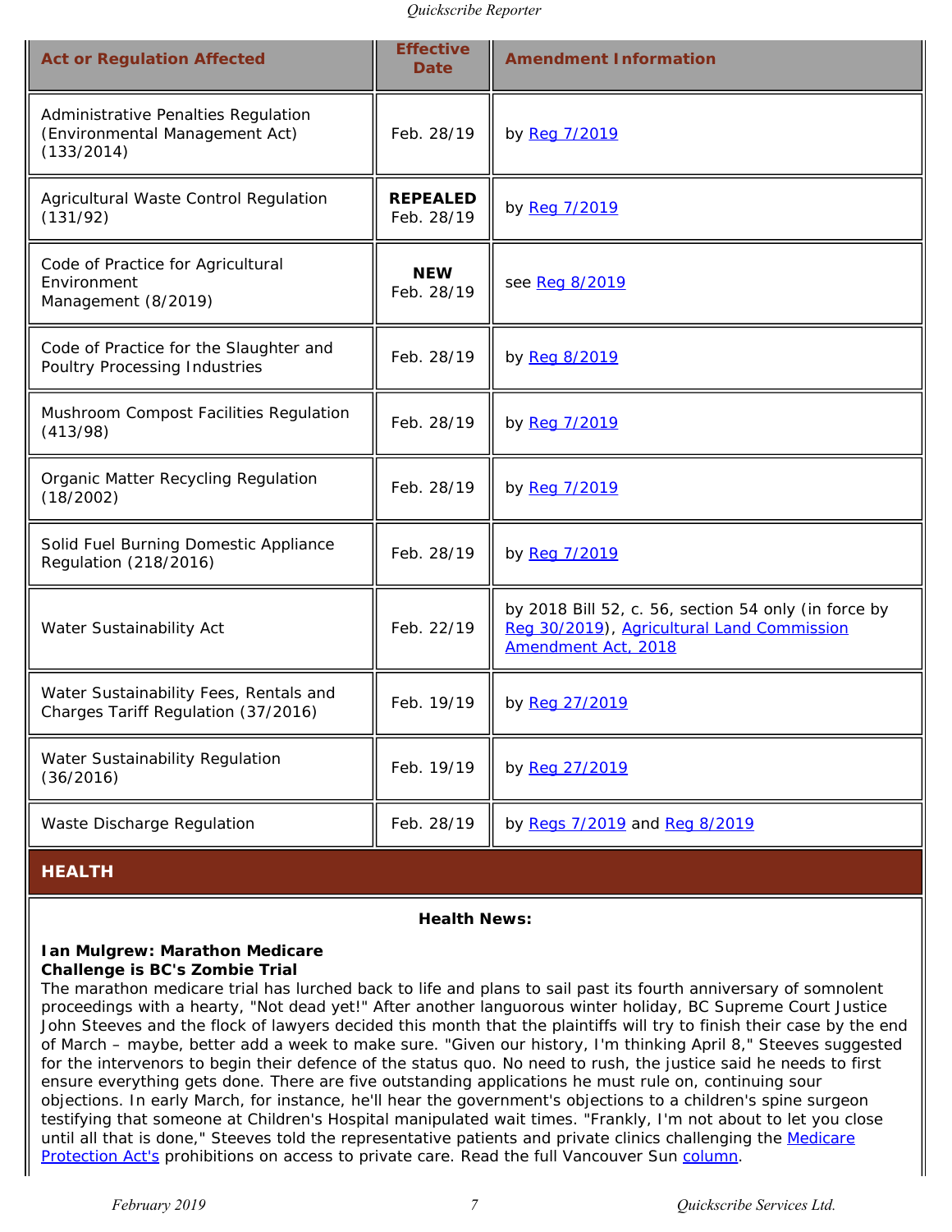| Act or Regulation Affected | Effective Date | Amendment Information |
|---|---|---|
| Administrative Penalties Regulation (Environmental Management Act) (133/2014) | Feb. 28/19 | by Reg 7/2019 |
| Agricultural Waste Control Regulation (131/92) | **REPEALED** Feb. 28/19 | by Reg 7/2019 |
| Code of Practice for Agricultural Environment Management (8/2019) | **NEW** Feb. 28/19 | see Reg 8/2019 |
| Code of Practice for the Slaughter and Poultry Processing Industries | Feb. 28/19 | by Reg 8/2019 |
| Mushroom Compost Facilities Regulation (413/98) | Feb. 28/19 | by Reg 7/2019 |
| Organic Matter Recycling Regulation (18/2002) | Feb. 28/19 | by Reg 7/2019 |
| Solid Fuel Burning Domestic Appliance Regulation (218/2016) | Feb. 28/19 | by Reg 7/2019 |
| Water Sustainability Act | Feb. 22/19 | by 2018 Bill 52, c. 56, section 54 only (in force by Reg 30/2019), Agricultural Land Commission Amendment Act, 2018 |
| Water Sustainability Fees, Rentals and Charges Tariff Regulation (37/2016) | Feb. 19/19 | by Reg 27/2019 |
| Water Sustainability Regulation (36/2016) | Feb. 19/19 | by Reg 27/2019 |
| Waste Discharge Regulation | Feb. 28/19 | by Regs 7/2019 and Reg 8/2019 |

## HEALTH

**Health News:**

**Ian Mulgrew: Marathon Medicare Challenge is BC's Zombie Trial**

The marathon medicare trial has lurched back to life and plans to sail past its fourth anniversary of somnolent proceedings with a hearty, "Not dead yet!" After another languorous winter holiday, BC Supreme Court Justice John Steeves and the flock of lawyers decided this month that the plaintiffs will try to finish their case by the end of March – maybe, better add a week to make sure. "Given our history, I'm thinking April 8," Steeves suggested for the intervenors to begin their defence of the status quo. No need to rush, the justice said he needs to first ensure everything gets done. There are five outstanding applications he must rule on, continuing sour objections. In early March, for instance, he'll hear the government's objections to a children's spine surgeon testifying that someone at Children's Hospital manipulated wait times. "Frankly, I'm not about to let you close until all that is done," Steeves told the representative patients and private clinics challenging the Medicare Protection Act's prohibitions on access to private care. Read the full Vancouver Sun column.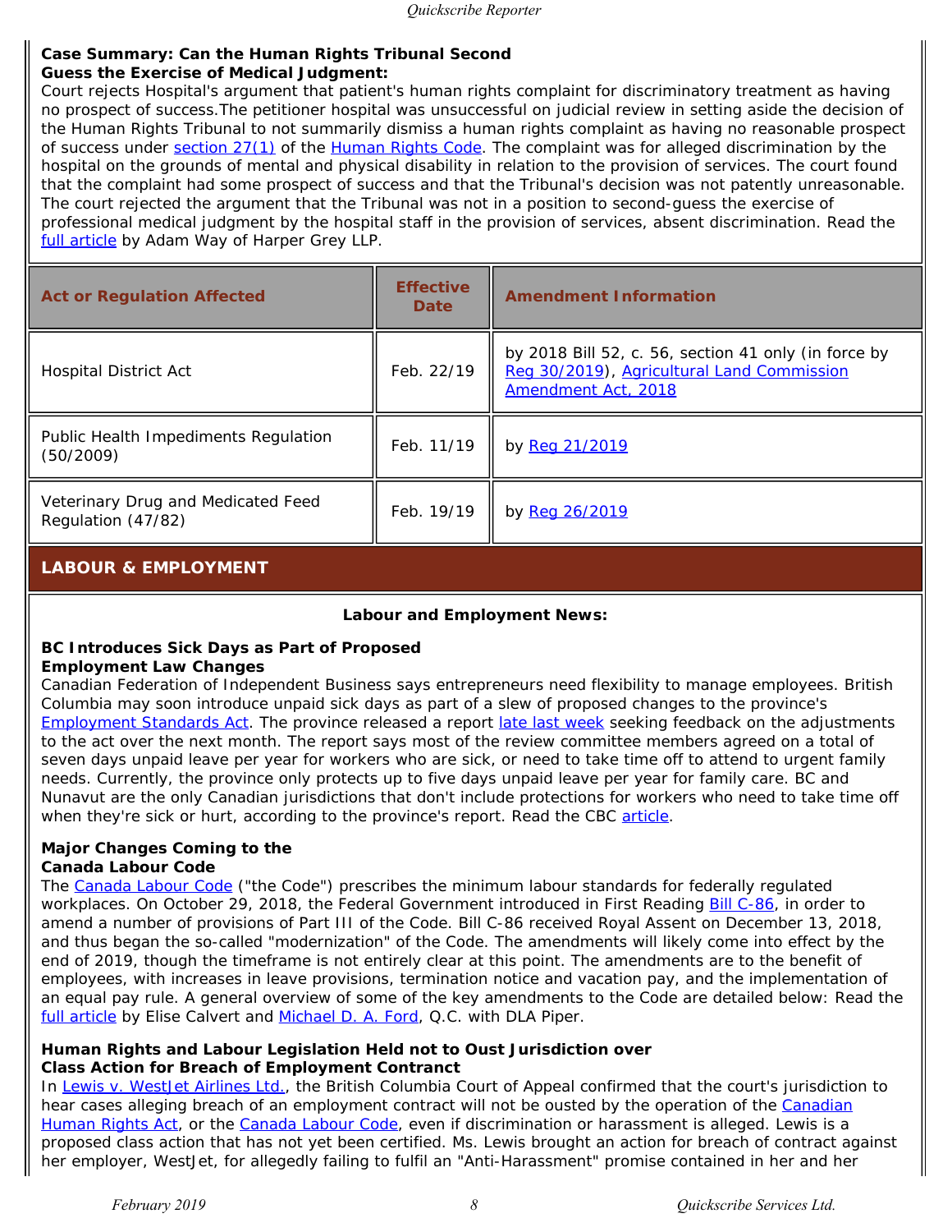**Case Summary: Can the Human Rights Tribunal Second Guess the Exercise of Medical Judgment:**
Court rejects Hospital's argument that patient's human rights complaint for discriminatory treatment as having no prospect of success.The petitioner hospital was unsuccessful on judicial review in setting aside the decision of the Human Rights Tribunal to not summarily dismiss a human rights complaint as having no reasonable prospect of success under section 27(1) of the Human Rights Code. The complaint was for alleged discrimination by the hospital on the grounds of mental and physical disability in relation to the provision of services. The court found that the complaint had some prospect of success and that the Tribunal's decision was not patently unreasonable. The court rejected the argument that the Tribunal was not in a position to second-guess the exercise of professional medical judgment by the hospital staff in the provision of services, absent discrimination. Read the full article by Adam Way of Harper Grey LLP.

| Act or Regulation Affected | Effective Date | Amendment Information |
|---|---|---|
| Hospital District Act | Feb. 22/19 | by 2018 Bill 52, c. 56, section 41 only (in force by Reg 30/2019), Agricultural Land Commission Amendment Act, 2018 |
| Public Health Impediments Regulation (50/2009) | Feb. 11/19 | by Reg 21/2019 |
| Veterinary Drug and Medicated Feed Regulation (47/82) | Feb. 19/19 | by Reg 26/2019 |

## LABOUR & EMPLOYMENT

### Labour and Employment News:

**BC Introduces Sick Days as Part of Proposed Employment Law Changes**
Canadian Federation of Independent Business says entrepreneurs need flexibility to manage employees. British Columbia may soon introduce unpaid sick days as part of a slew of proposed changes to the province's Employment Standards Act. The province released a report late last week seeking feedback on the adjustments to the act over the next month. The report says most of the review committee members agreed on a total of seven days unpaid leave per year for workers who are sick, or need to take time off to attend to urgent family needs. Currently, the province only protects up to five days unpaid leave per year for family care. BC and Nunavut are the only Canadian jurisdictions that don't include protections for workers who need to take time off when they're sick or hurt, according to the province's report. Read the CBC article.

**Major Changes Coming to the Canada Labour Code**
The Canada Labour Code ("the Code") prescribes the minimum labour standards for federally regulated workplaces. On October 29, 2018, the Federal Government introduced in First Reading Bill C-86, in order to amend a number of provisions of Part III of the Code. Bill C-86 received Royal Assent on December 13, 2018, and thus began the so-called "modernization" of the Code. The amendments will likely come into effect by the end of 2019, though the timeframe is not entirely clear at this point. The amendments are to the benefit of employees, with increases in leave provisions, termination notice and vacation pay, and the implementation of an equal pay rule. A general overview of some of the key amendments to the Code are detailed below: Read the full article by Elise Calvert and Michael D. A. Ford, Q.C. with DLA Piper.

**Human Rights and Labour Legislation Held not to Oust Jurisdiction over Class Action for Breach of Employment Contranct**
In Lewis v. WestJet Airlines Ltd., the British Columbia Court of Appeal confirmed that the court's jurisdiction to hear cases alleging breach of an employment contract will not be ousted by the operation of the Canadian Human Rights Act, or the Canada Labour Code, even if discrimination or harassment is alleged. Lewis is a proposed class action that has not yet been certified. Ms. Lewis brought an action for breach of contract against her employer, WestJet, for allegedly failing to fulfil an "Anti-Harassment" promise contained in her and her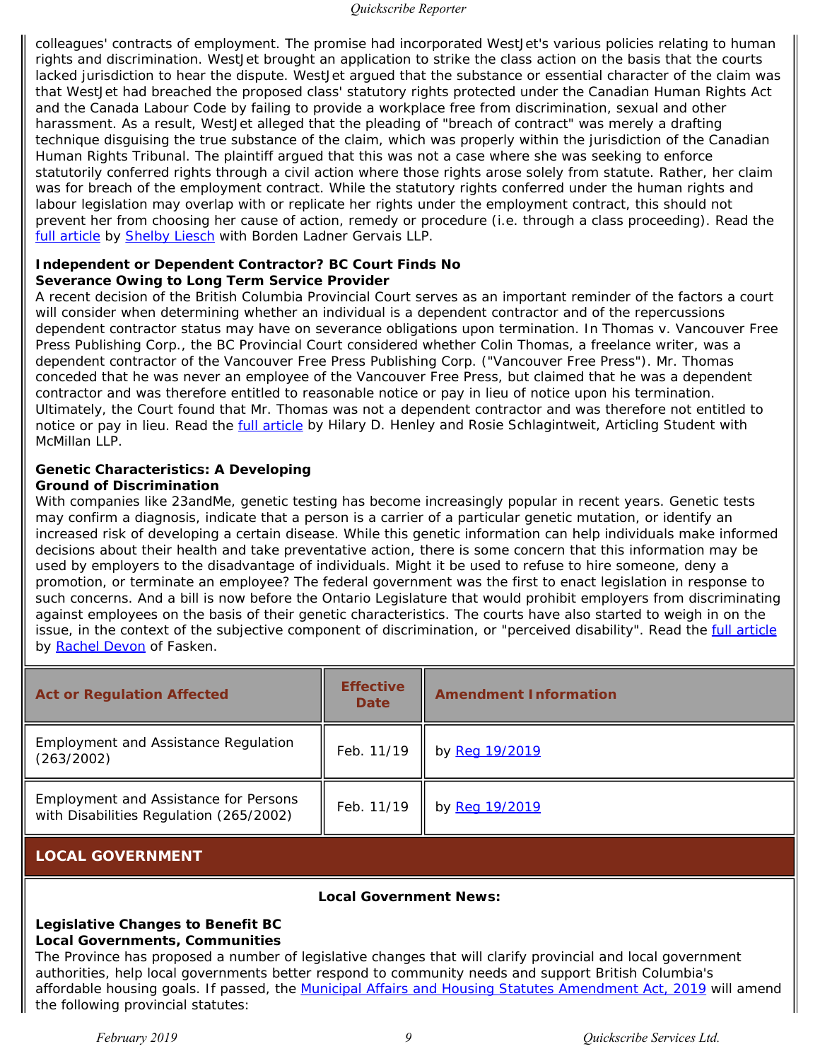colleagues' contracts of employment. The promise had incorporated WestJet's various policies relating to human rights and discrimination. WestJet brought an application to strike the class action on the basis that the courts lacked jurisdiction to hear the dispute. WestJet argued that the substance or essential character of the claim was that WestJet had breached the proposed class' statutory rights protected under the Canadian Human Rights Act and the Canada Labour Code by failing to provide a workplace free from discrimination, sexual and other harassment. As a result, WestJet alleged that the pleading of "breach of contract" was merely a drafting technique disguising the true substance of the claim, which was properly within the jurisdiction of the Canadian Human Rights Tribunal. The plaintiff argued that this was not a case where she was seeking to enforce statutorily conferred rights through a civil action where those rights arose solely from statute. Rather, her claim was for breach of the employment contract. While the statutory rights conferred under the human rights and labour legislation may overlap with or replicate her rights under the employment contract, this should not prevent her from choosing her cause of action, remedy or procedure (i.e. through a class proceeding). Read the full article by Shelby Liesch with Borden Ladner Gervais LLP.

**Independent or Dependent Contractor? BC Court Finds No Severance Owing to Long Term Service Provider**

A recent decision of the British Columbia Provincial Court serves as an important reminder of the factors a court will consider when determining whether an individual is a dependent contractor and of the repercussions dependent contractor status may have on severance obligations upon termination. In Thomas v. Vancouver Free Press Publishing Corp., the BC Provincial Court considered whether Colin Thomas, a freelance writer, was a dependent contractor of the Vancouver Free Press Publishing Corp. ("Vancouver Free Press"). Mr. Thomas conceded that he was never an employee of the Vancouver Free Press, but claimed that he was a dependent contractor and was therefore entitled to reasonable notice or pay in lieu of notice upon his termination. Ultimately, the Court found that Mr. Thomas was not a dependent contractor and was therefore not entitled to notice or pay in lieu. Read the full article by Hilary D. Henley and Rosie Schlagintweit, Articling Student with McMillan LLP.

**Genetic Characteristics: A Developing Ground of Discrimination**

With companies like 23andMe, genetic testing has become increasingly popular in recent years. Genetic tests may confirm a diagnosis, indicate that a person is a carrier of a particular genetic mutation, or identify an increased risk of developing a certain disease. While this genetic information can help individuals make informed decisions about their health and take preventative action, there is some concern that this information may be used by employers to the disadvantage of individuals. Might it be used to refuse to hire someone, deny a promotion, or terminate an employee? The federal government was the first to enact legislation in response to such concerns. And a bill is now before the Ontario Legislature that would prohibit employers from discriminating against employees on the basis of their genetic characteristics. The courts have also started to weigh in on the issue, in the context of the subjective component of discrimination, or "perceived disability". Read the full article by Rachel Devon of Fasken.

| Act or Regulation Affected | Effective Date | Amendment Information |
|---|---|---|
| Employment and Assistance Regulation (263/2002) | Feb. 11/19 | by Reg 19/2019 |
| Employment and Assistance for Persons with Disabilities Regulation (265/2002) | Feb. 11/19 | by Reg 19/2019 |

## LOCAL GOVERNMENT

**Local Government News:**

**Legislative Changes to Benefit BC Local Governments, Communities**

The Province has proposed a number of legislative changes that will clarify provincial and local government authorities, help local governments better respond to community needs and support British Columbia's affordable housing goals. If passed, the Municipal Affairs and Housing Statutes Amendment Act, 2019 will amend the following provincial statutes: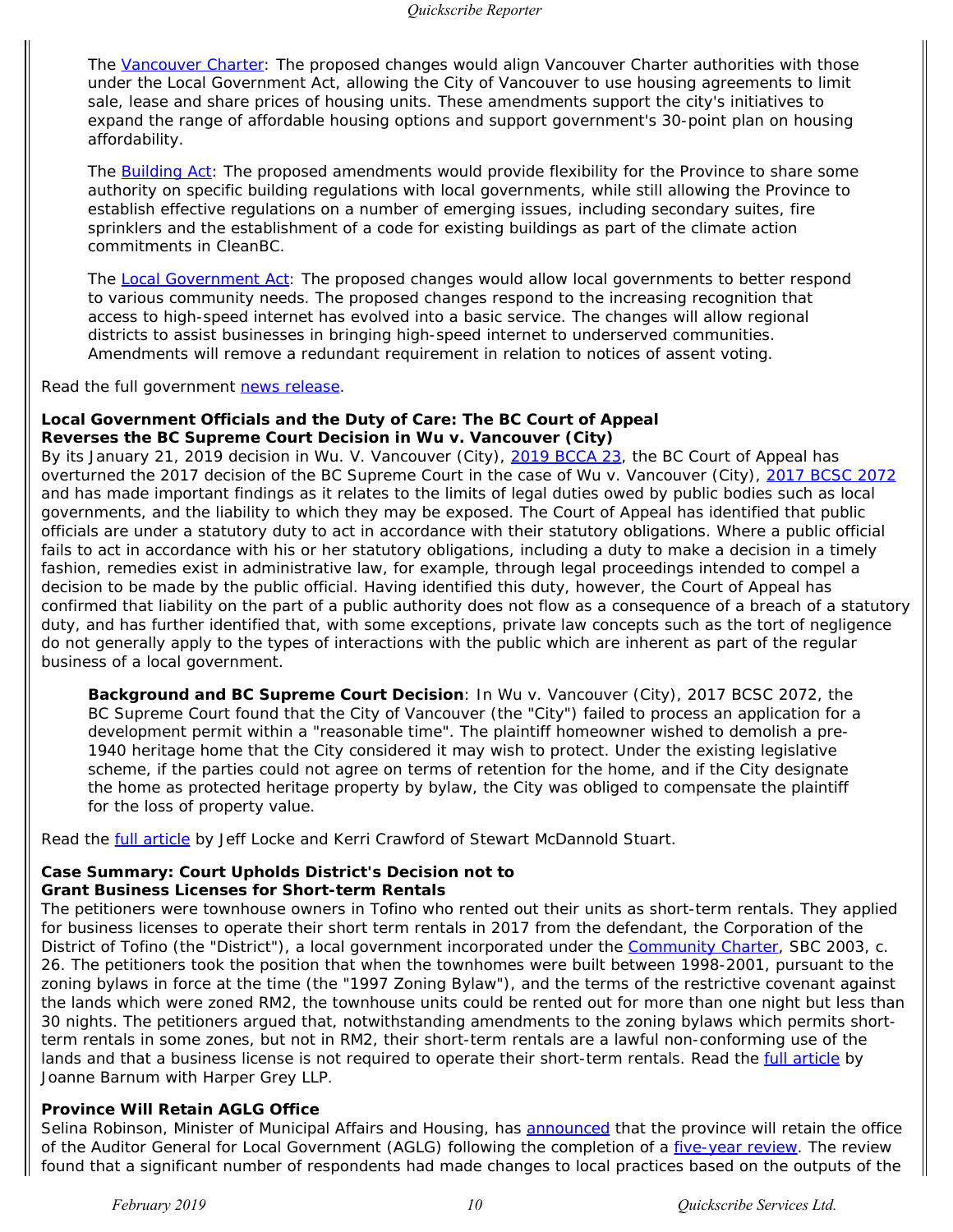The Vancouver Charter: The proposed changes would align Vancouver Charter authorities with those under the Local Government Act, allowing the City of Vancouver to use housing agreements to limit sale, lease and share prices of housing units. These amendments support the city's initiatives to expand the range of affordable housing options and support government's 30-point plan on housing affordability.

The Building Act: The proposed amendments would provide flexibility for the Province to share some authority on specific building regulations with local governments, while still allowing the Province to establish effective regulations on a number of emerging issues, including secondary suites, fire sprinklers and the establishment of a code for existing buildings as part of the climate action commitments in CleanBC.

The Local Government Act: The proposed changes would allow local governments to better respond to various community needs. The proposed changes respond to the increasing recognition that access to high-speed internet has evolved into a basic service. The changes will allow regional districts to assist businesses in bringing high-speed internet to underserved communities. Amendments will remove a redundant requirement in relation to notices of assent voting.

Read the full government news release.

**Local Government Officials and the Duty of Care: The BC Court of Appeal Reverses the BC Supreme Court Decision in Wu v. Vancouver (City)**

By its January 21, 2019 decision in Wu. V. Vancouver (City), 2019 BCCA 23, the BC Court of Appeal has overturned the 2017 decision of the BC Supreme Court in the case of Wu v. Vancouver (City), 2017 BCSC 2072 and has made important findings as it relates to the limits of legal duties owed by public bodies such as local governments, and the liability to which they may be exposed. The Court of Appeal has identified that public officials are under a statutory duty to act in accordance with their statutory obligations. Where a public official fails to act in accordance with his or her statutory obligations, including a duty to make a decision in a timely fashion, remedies exist in administrative law, for example, through legal proceedings intended to compel a decision to be made by the public official. Having identified this duty, however, the Court of Appeal has confirmed that liability on the part of a public authority does not flow as a consequence of a breach of a statutory duty, and has further identified that, with some exceptions, private law concepts such as the tort of negligence do not generally apply to the types of interactions with the public which are inherent as part of the regular business of a local government.

**Background and BC Supreme Court Decision**: In Wu v. Vancouver (City), 2017 BCSC 2072, the BC Supreme Court found that the City of Vancouver (the "City") failed to process an application for a development permit within a "reasonable time". The plaintiff homeowner wished to demolish a pre-1940 heritage home that the City considered it may wish to protect. Under the existing legislative scheme, if the parties could not agree on terms of retention for the home, and if the City designate the home as protected heritage property by bylaw, the City was obliged to compensate the plaintiff for the loss of property value.

Read the full article by Jeff Locke and Kerri Crawford of Stewart McDannold Stuart.

**Case Summary: Court Upholds District's Decision not to Grant Business Licenses for Short-term Rentals**

The petitioners were townhouse owners in Tofino who rented out their units as short-term rentals. They applied for business licenses to operate their short term rentals in 2017 from the defendant, the Corporation of the District of Tofino (the "District"), a local government incorporated under the Community Charter, SBC 2003, c. 26. The petitioners took the position that when the townhomes were built between 1998-2001, pursuant to the zoning bylaws in force at the time (the "1997 Zoning Bylaw"), and the terms of the restrictive covenant against the lands which were zoned RM2, the townhouse units could be rented out for more than one night but less than 30 nights. The petitioners argued that, notwithstanding amendments to the zoning bylaws which permits short-term rentals in some zones, but not in RM2, their short-term rentals are a lawful non-conforming use of the lands and that a business license is not required to operate their short-term rentals. Read the full article by Joanne Barnum with Harper Grey LLP.

**Province Will Retain AGLG Office**

Selina Robinson, Minister of Municipal Affairs and Housing, has announced that the province will retain the office of the Auditor General for Local Government (AGLG) following the completion of a five-year review. The review found that a significant number of respondents had made changes to local practices based on the outputs of the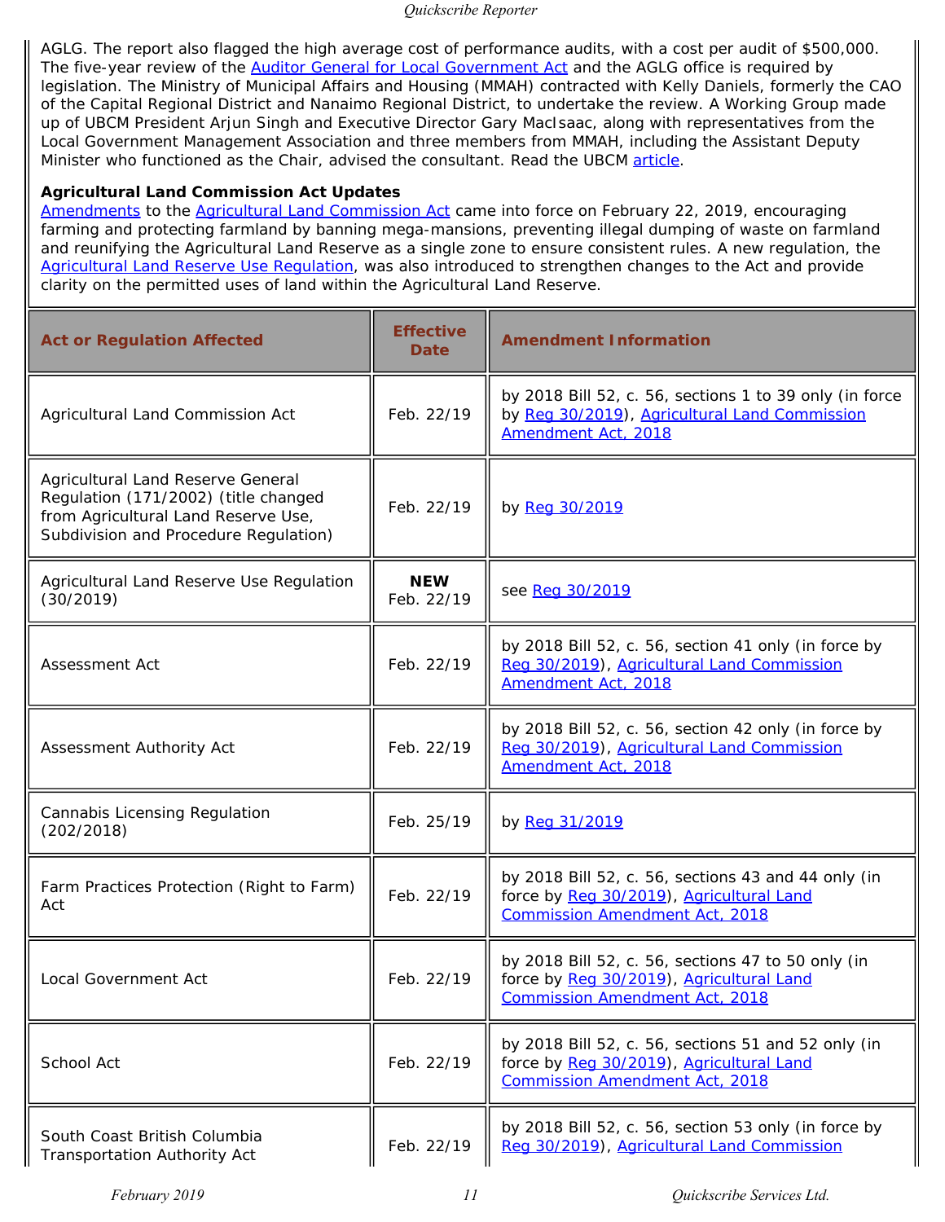AGLG. The report also flagged the high average cost of performance audits, with a cost per audit of $500,000. The five-year review of the Auditor General for Local Government Act and the AGLG office is required by legislation. The Ministry of Municipal Affairs and Housing (MMAH) contracted with Kelly Daniels, formerly the CAO of the Capital Regional District and Nanaimo Regional District, to undertake the review. A Working Group made up of UBCM President Arjun Singh and Executive Director Gary MacIsaac, along with representatives from the Local Government Management Association and three members from MMAH, including the Assistant Deputy Minister who functioned as the Chair, advised the consultant. Read the UBCM article.

**Agricultural Land Commission Act Updates**
Amendments to the Agricultural Land Commission Act came into force on February 22, 2019, encouraging farming and protecting farmland by banning mega-mansions, preventing illegal dumping of waste on farmland and reunifying the Agricultural Land Reserve as a single zone to ensure consistent rules. A new regulation, the Agricultural Land Reserve Use Regulation, was also introduced to strengthen changes to the Act and provide clarity on the permitted uses of land within the Agricultural Land Reserve.

| Act or Regulation Affected | Effective Date | Amendment Information |
|---|---|---|
| Agricultural Land Commission Act | Feb. 22/19 | by 2018 Bill 52, c. 56, sections 1 to 39 only (in force by Reg 30/2019), Agricultural Land Commission Amendment Act, 2018 |
| Agricultural Land Reserve General Regulation (171/2002) (title changed from Agricultural Land Reserve Use, Subdivision and Procedure Regulation) | Feb. 22/19 | by Reg 30/2019 |
| Agricultural Land Reserve Use Regulation (30/2019) | **NEW** Feb. 22/19 | see Reg 30/2019 |
| Assessment Act | Feb. 22/19 | by 2018 Bill 52, c. 56, section 41 only (in force by Reg 30/2019), Agricultural Land Commission Amendment Act, 2018 |
| Assessment Authority Act | Feb. 22/19 | by 2018 Bill 52, c. 56, section 42 only (in force by Reg 30/2019), Agricultural Land Commission Amendment Act, 2018 |
| Cannabis Licensing Regulation (202/2018) | Feb. 25/19 | by Reg 31/2019 |
| Farm Practices Protection (Right to Farm) Act | Feb. 22/19 | by 2018 Bill 52, c. 56, sections 43 and 44 only (in force by Reg 30/2019), Agricultural Land Commission Amendment Act, 2018 |
| Local Government Act | Feb. 22/19 | by 2018 Bill 52, c. 56, sections 47 to 50 only (in force by Reg 30/2019), Agricultural Land Commission Amendment Act, 2018 |
| School Act | Feb. 22/19 | by 2018 Bill 52, c. 56, sections 51 and 52 only (in force by Reg 30/2019), Agricultural Land Commission Amendment Act, 2018 |
| South Coast British Columbia Transportation Authority Act | Feb. 22/19 | by 2018 Bill 52, c. 56, section 53 only (in force by Reg 30/2019), Agricultural Land Commission |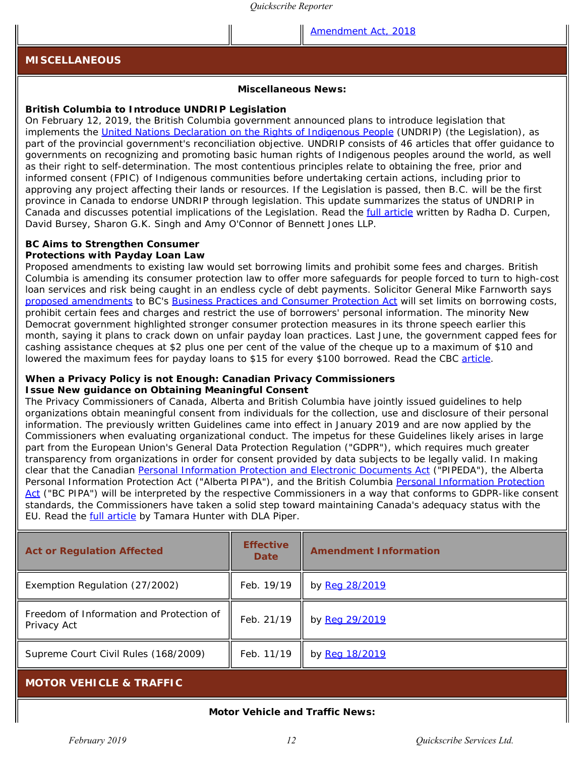| | | Amendment Act, 2018 |
|---|---|---|

## MISCELLANEOUS

**Miscellaneous News:**

**British Columbia to Introduce UNDRIP Legislation**

On February 12, 2019, the British Columbia government announced plans to introduce legislation that implements the United Nations Declaration on the Rights of Indigenous People (UNDRIP) (the Legislation), as part of the provincial government's reconciliation objective. UNDRIP consists of 46 articles that offer guidance to governments on recognizing and promoting basic human rights of Indigenous peoples around the world, as well as their right to self-determination. The most contentious principles relate to obtaining the free, prior and informed consent (FPIC) of Indigenous communities before undertaking certain actions, including prior to approving any project affecting their lands or resources. If the Legislation is passed, then B.C. will be the first province in Canada to endorse UNDRIP through legislation. This update summarizes the status of UNDRIP in Canada and discusses potential implications of the Legislation. Read the full article written by Radha D. Curpen, David Bursey, Sharon G.K. Singh and Amy O'Connor of Bennett Jones LLP.

**BC Aims to Strengthen Consumer Protections with Payday Loan Law**

Proposed amendments to existing law would set borrowing limits and prohibit some fees and charges. British Columbia is amending its consumer protection law to offer more safeguards for people forced to turn to high-cost loan services and risk being caught in an endless cycle of debt payments. Solicitor General Mike Farnworth says proposed amendments to BC's Business Practices and Consumer Protection Act will set limits on borrowing costs, prohibit certain fees and charges and restrict the use of borrowers' personal information. The minority New Democrat government highlighted stronger consumer protection measures in its throne speech earlier this month, saying it plans to crack down on unfair payday loan practices. Last June, the government capped fees for cashing assistance cheques at $2 plus one per cent of the value of the cheque up to a maximum of $10 and lowered the maximum fees for payday loans to $15 for every $100 borrowed. Read the CBC article.

**When a Privacy Policy is not Enough: Canadian Privacy Commissioners Issue New guidance on Obtaining Meaningful Consent**

The Privacy Commissioners of Canada, Alberta and British Columbia have jointly issued guidelines to help organizations obtain meaningful consent from individuals for the collection, use and disclosure of their personal information. The previously written Guidelines came into effect in January 2019 and are now applied by the Commissioners when evaluating organizational conduct. The impetus for these Guidelines likely arises in large part from the European Union's General Data Protection Regulation ("GDPR"), which requires much greater transparency from organizations in order for consent provided by data subjects to be legally valid. In making clear that the Canadian Personal Information Protection and Electronic Documents Act ("PIPEDA"), the Alberta Personal Information Protection Act ("Alberta PIPA"), and the British Columbia Personal Information Protection Act ("BC PIPA") will be interpreted by the respective Commissioners in a way that conforms to GDPR-like consent standards, the Commissioners have taken a solid step toward maintaining Canada's adequacy status with the EU. Read the full article by Tamara Hunter with DLA Piper.

| Act or Regulation Affected | Effective Date | Amendment Information |
|---|---|---|
| Exemption Regulation (27/2002) | Feb. 19/19 | by Reg 28/2019 |
| Freedom of Information and Protection of Privacy Act | Feb. 21/19 | by Reg 29/2019 |
| Supreme Court Civil Rules (168/2009) | Feb. 11/19 | by Reg 18/2019 |

## MOTOR VEHICLE & TRAFFIC

**Motor Vehicle and Traffic News:**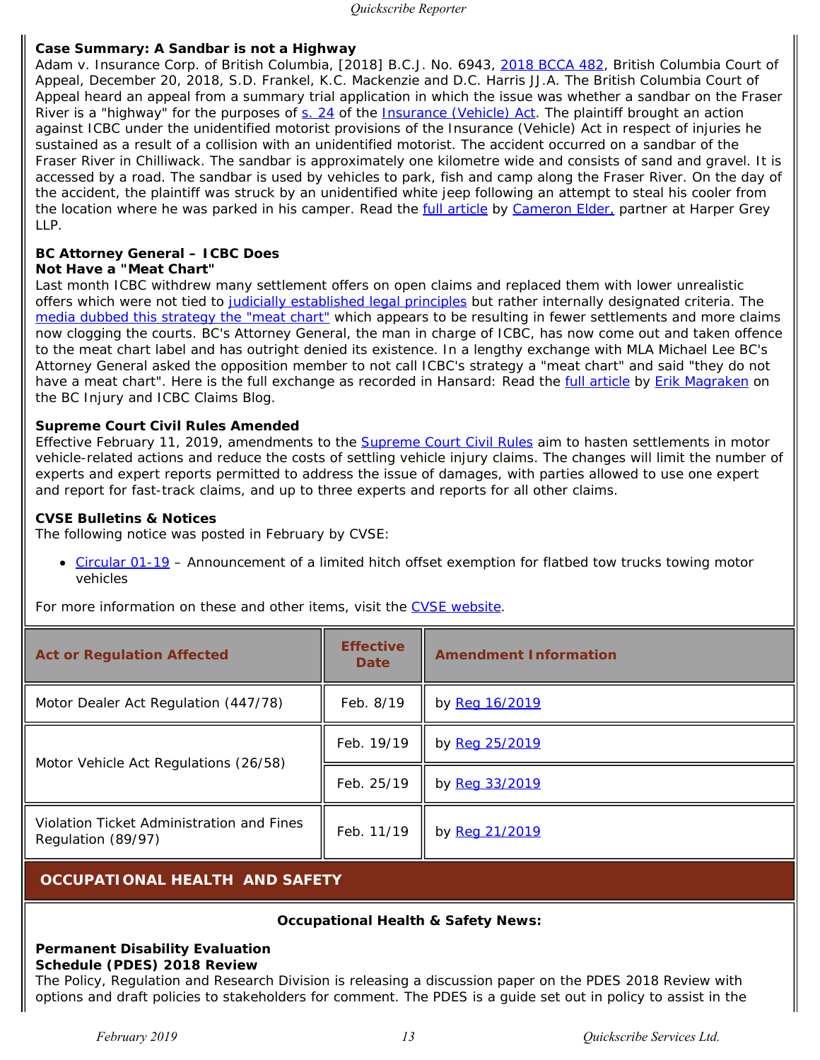**Case Summary: A Sandbar is not a Highway**

Adam v. Insurance Corp. of British Columbia, [2018] B.C.J. No. 6943, 2018 BCCA 482, British Columbia Court of Appeal, December 20, 2018, S.D. Frankel, K.C. Mackenzie and D.C. Harris JJ.A. The British Columbia Court of Appeal heard an appeal from a summary trial application in which the issue was whether a sandbar on the Fraser River is a "highway" for the purposes of s. 24 of the Insurance (Vehicle) Act. The plaintiff brought an action against ICBC under the unidentified motorist provisions of the Insurance (Vehicle) Act in respect of injuries he sustained as a result of a collision with an unidentified motorist. The accident occurred on a sandbar of the Fraser River in Chilliwack. The sandbar is approximately one kilometre wide and consists of sand and gravel. It is accessed by a road. The sandbar is used by vehicles to park, fish and camp along the Fraser River. On the day of the accident, the plaintiff was struck by an unidentified white jeep following an attempt to steal his cooler from the location where he was parked in his camper. Read the full article by Cameron Elder, partner at Harper Grey LLP.

**BC Attorney General – ICBC Does Not Have a "Meat Chart"**

Last month ICBC withdrew many settlement offers on open claims and replaced them with lower unrealistic offers which were not tied to judicially established legal principles but rather internally designated criteria. The media dubbed this strategy the "meat chart" which appears to be resulting in fewer settlements and more claims now clogging the courts. BC's Attorney General, the man in charge of ICBC, has now come out and taken offence to the meat chart label and has outright denied its existence. In a lengthy exchange with MLA Michael Lee BC's Attorney General asked the opposition member to not call ICBC's strategy a "meat chart" and said "they do not have a meat chart". Here is the full exchange as recorded in Hansard: Read the full article by Erik Magraken on the BC Injury and ICBC Claims Blog.

**Supreme Court Civil Rules Amended**

Effective February 11, 2019, amendments to the Supreme Court Civil Rules aim to hasten settlements in motor vehicle-related actions and reduce the costs of settling vehicle injury claims. The changes will limit the number of experts and expert reports permitted to address the issue of damages, with parties allowed to use one expert and report for fast-track claims, and up to three experts and reports for all other claims.

**CVSE Bulletins & Notices**

The following notice was posted in February by CVSE:

- Circular 01-19 – Announcement of a limited hitch offset exemption for flatbed tow trucks towing motor vehicles

For more information on these and other items, visit the CVSE website.

| Act or Regulation Affected | Effective Date | Amendment Information |
|---|---|---|
| Motor Dealer Act Regulation (447/78) | Feb. 8/19 | by Reg 16/2019 |
| Motor Vehicle Act Regulations (26/58) | Feb. 19/19 | by Reg 25/2019 |
| | Feb. 25/19 | by Reg 33/2019 |
| Violation Ticket Administration and Fines Regulation (89/97) | Feb. 11/19 | by Reg 21/2019 |

## OCCUPATIONAL HEALTH AND SAFETY

**Occupational Health & Safety News:**

**Permanent Disability Evaluation Schedule (PDES) 2018 Review**

The Policy, Regulation and Research Division is releasing a discussion paper on the PDES 2018 Review with options and draft policies to stakeholders for comment. The PDES is a guide set out in policy to assist in the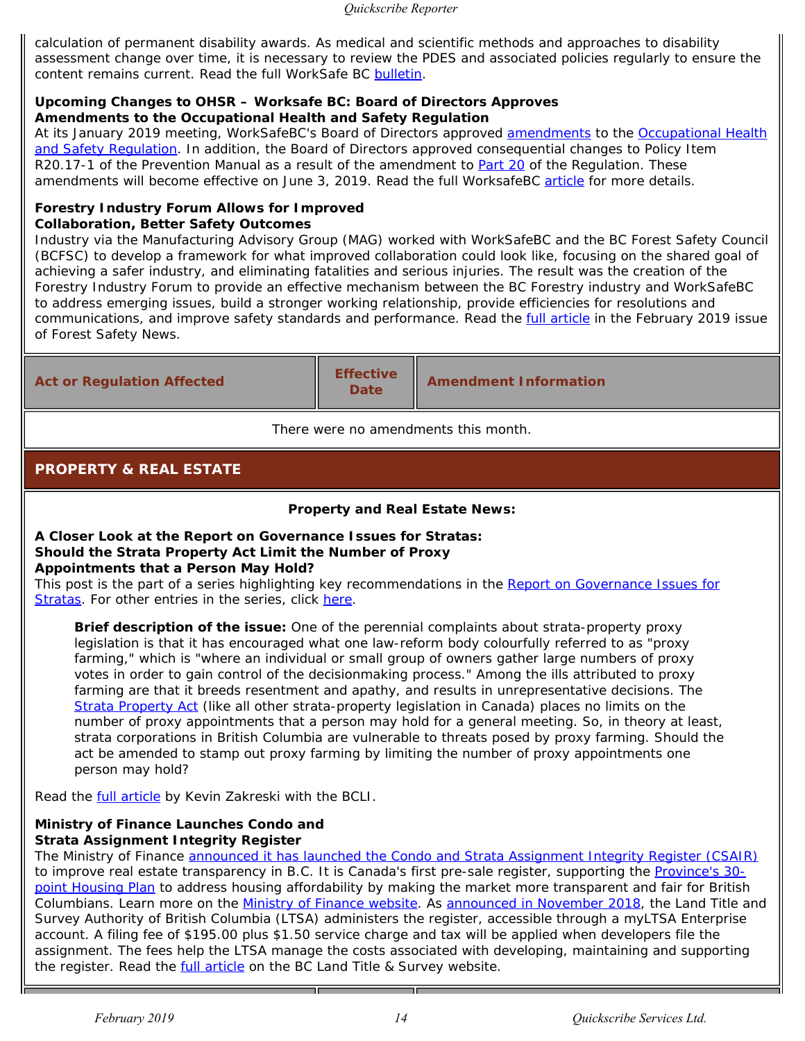calculation of permanent disability awards. As medical and scientific methods and approaches to disability assessment change over time, it is necessary to review the PDES and associated policies regularly to ensure the content remains current. Read the full WorkSafe BC bulletin.

**Upcoming Changes to OHSR – Worksafe BC: Board of Directors Approves Amendments to the Occupational Health and Safety Regulation**
At its January 2019 meeting, WorkSafeBC's Board of Directors approved amendments to the Occupational Health and Safety Regulation. In addition, the Board of Directors approved consequential changes to Policy Item R20.17-1 of the Prevention Manual as a result of the amendment to Part 20 of the Regulation. These amendments will become effective on June 3, 2019. Read the full WorksafeBC article for more details.

**Forestry Industry Forum Allows for Improved Collaboration, Better Safety Outcomes**
Industry via the Manufacturing Advisory Group (MAG) worked with WorkSafeBC and the BC Forest Safety Council (BCFSC) to develop a framework for what improved collaboration could look like, focusing on the shared goal of achieving a safer industry, and eliminating fatalities and serious injuries. The result was the creation of the Forestry Industry Forum to provide an effective mechanism between the BC Forestry industry and WorkSafeBC to address emerging issues, build a stronger working relationship, provide efficiencies for resolutions and communications, and improve safety standards and performance. Read the full article in the February 2019 issue of Forest Safety News.

| Act or Regulation Affected | Effective Date | Amendment Information |
|---|---|---|
| There were no amendments this month. | | |

## PROPERTY & REAL ESTATE

**Property and Real Estate News:**

**A Closer Look at the Report on Governance Issues for Stratas: Should the Strata Property Act Limit the Number of Proxy Appointments that a Person May Hold?**
This post is the part of a series highlighting key recommendations in the Report on Governance Issues for Stratas. For other entries in the series, click here.

> **Brief description of the issue:** One of the perennial complaints about strata-property proxy legislation is that it has encouraged what one law-reform body colourfully referred to as "proxy farming," which is "where an individual or small group of owners gather large numbers of proxy votes in order to gain control of the decisionmaking process." Among the ills attributed to proxy farming are that it breeds resentment and apathy, and results in unrepresentative decisions. The Strata Property Act (like all other strata-property legislation in Canada) places no limits on the number of proxy appointments that a person may hold for a general meeting. So, in theory at least, strata corporations in British Columbia are vulnerable to threats posed by proxy farming. Should the act be amended to stamp out proxy farming by limiting the number of proxy appointments one person may hold?

Read the full article by Kevin Zakreski with the BCLI.

**Ministry of Finance Launches Condo and Strata Assignment Integrity Register**
The Ministry of Finance announced it has launched the Condo and Strata Assignment Integrity Register (CSAIR) to improve real estate transparency in B.C. It is Canada's first pre-sale register, supporting the Province's 30-point Housing Plan to address housing affordability by making the market more transparent and fair for British Columbians. Learn more on the Ministry of Finance website. As announced in November 2018, the Land Title and Survey Authority of British Columbia (LTSA) administers the register, accessible through a myLTSA Enterprise account. A filing fee of $195.00 plus $1.50 service charge and tax will be applied when developers file the assignment. The fees help the LTSA manage the costs associated with developing, maintaining and supporting the register. Read the full article on the BC Land Title & Survey website.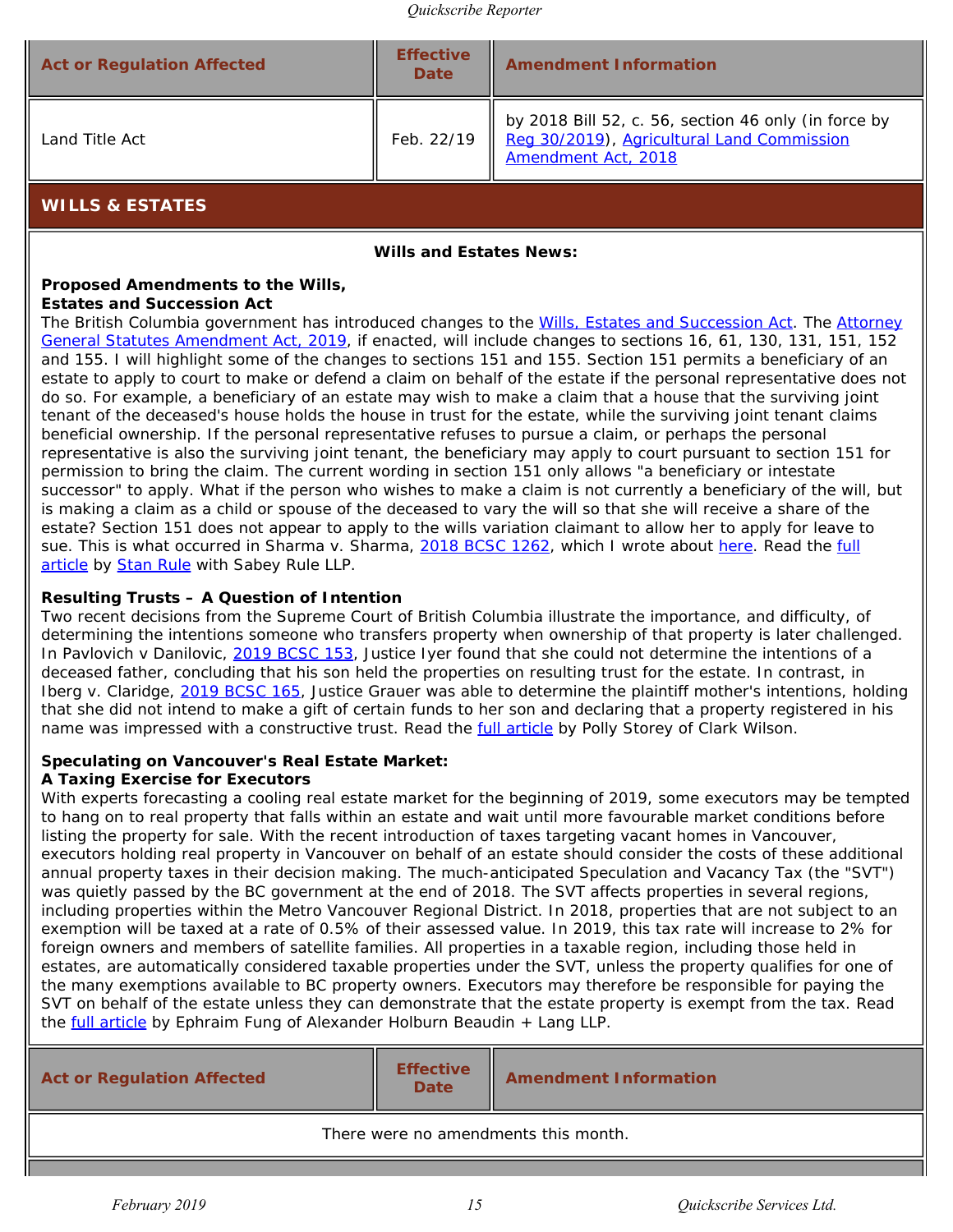| Act or Regulation Affected | Effective Date | Amendment Information |
| --- | --- | --- |
| Land Title Act | Feb. 22/19 | by 2018 Bill 52, c. 56, section 46 only (in force by Reg 30/2019), Agricultural Land Commission Amendment Act, 2018 |

## WILLS & ESTATES

**Wills and Estates News:**

**Proposed Amendments to the Wills, Estates and Succession Act**

The British Columbia government has introduced changes to the Wills, Estates and Succession Act. The Attorney General Statutes Amendment Act, 2019, if enacted, will include changes to sections 16, 61, 130, 131, 151, 152 and 155. I will highlight some of the changes to sections 151 and 155. Section 151 permits a beneficiary of an estate to apply to court to make or defend a claim on behalf of the estate if the personal representative does not do so. For example, a beneficiary of an estate may wish to make a claim that a house that the surviving joint tenant of the deceased's house holds the house in trust for the estate, while the surviving joint tenant claims beneficial ownership. If the personal representative refuses to pursue a claim, or perhaps the personal representative is also the surviving joint tenant, the beneficiary may apply to court pursuant to section 151 for permission to bring the claim. The current wording in section 151 only allows "a beneficiary or intestate successor" to apply. What if the person who wishes to make a claim is not currently a beneficiary of the will, but is making a claim as a child or spouse of the deceased to vary the will so that she will receive a share of the estate? Section 151 does not appear to apply to the wills variation claimant to allow her to apply for leave to sue. This is what occurred in Sharma v. Sharma, 2018 BCSC 1262, which I wrote about here. Read the full article by Stan Rule with Sabey Rule LLP.

**Resulting Trusts – A Question of Intention**

Two recent decisions from the Supreme Court of British Columbia illustrate the importance, and difficulty, of determining the intentions someone who transfers property when ownership of that property is later challenged. In Pavlovich v Danilovic, 2019 BCSC 153, Justice Iyer found that she could not determine the intentions of a deceased father, concluding that his son held the properties on resulting trust for the estate. In contrast, in Iberg v. Claridge, 2019 BCSC 165, Justice Grauer was able to determine the plaintiff mother's intentions, holding that she did not intend to make a gift of certain funds to her son and declaring that a property registered in his name was impressed with a constructive trust. Read the full article by Polly Storey of Clark Wilson.

**Speculating on Vancouver's Real Estate Market: A Taxing Exercise for Executors**

With experts forecasting a cooling real estate market for the beginning of 2019, some executors may be tempted to hang on to real property that falls within an estate and wait until more favourable market conditions before listing the property for sale. With the recent introduction of taxes targeting vacant homes in Vancouver, executors holding real property in Vancouver on behalf of an estate should consider the costs of these additional annual property taxes in their decision making. The much-anticipated Speculation and Vacancy Tax (the "SVT") was quietly passed by the BC government at the end of 2018. The SVT affects properties in several regions, including properties within the Metro Vancouver Regional District. In 2018, properties that are not subject to an exemption will be taxed at a rate of 0.5% of their assessed value. In 2019, this tax rate will increase to 2% for foreign owners and members of satellite families. All properties in a taxable region, including those held in estates, are automatically considered taxable properties under the SVT, unless the property qualifies for one of the many exemptions available to BC property owners. Executors may therefore be responsible for paying the SVT on behalf of the estate unless they can demonstrate that the estate property is exempt from the tax. Read the full article by Ephraim Fung of Alexander Holburn Beaudin + Lang LLP.

| Act or Regulation Affected | Effective Date | Amendment Information |
| --- | --- | --- |
| There were no amendments this month. | | |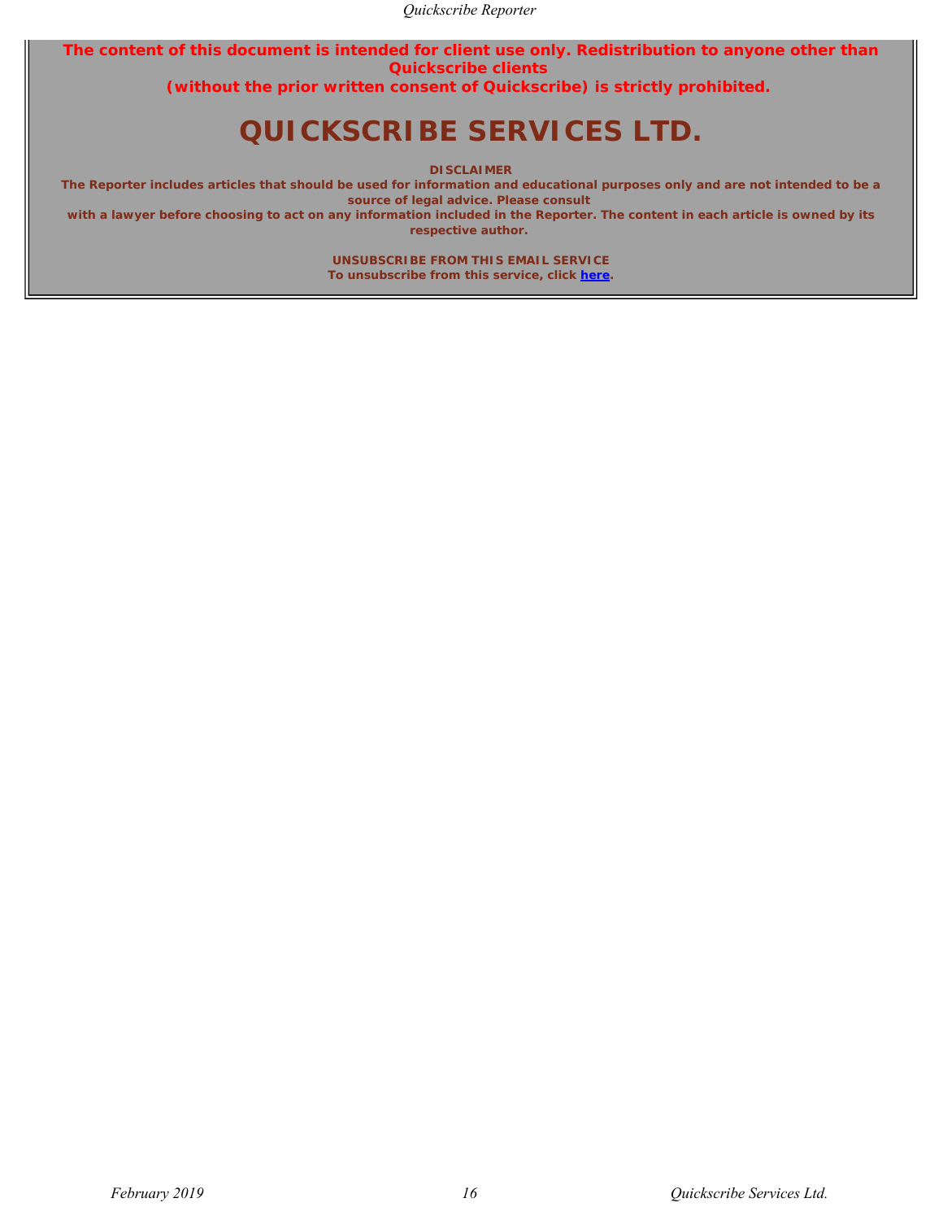**The content of this document is intended for client use only. Redistribution to anyone other than Quickscribe clients (without the prior written consent of Quickscribe) is strictly prohibited.**

# QUICKSCRIBE SERVICES LTD.

**DISCLAIMER**

**The Reporter includes articles that should be used for information and educational purposes only and are not intended to be a source of legal advice. Please consult with a lawyer before choosing to act on any information included in the Reporter. The content in each article is owned by its respective author.**

**UNSUBSCRIBE FROM THIS EMAIL SERVICE**

**To unsubscribe from this service, click here.**